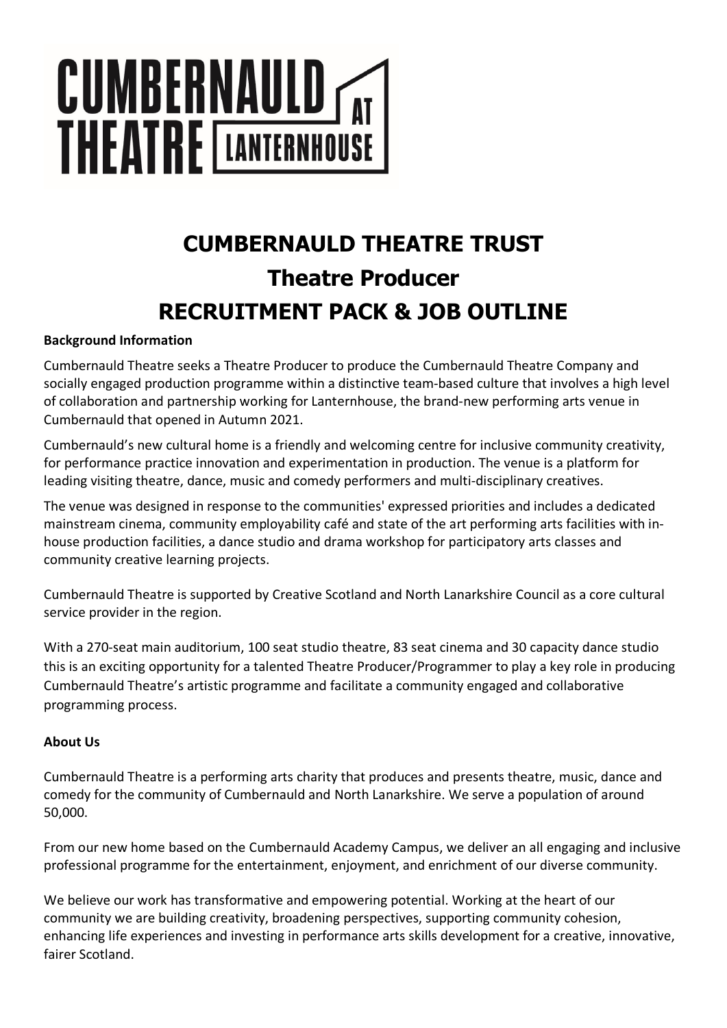CUMBERNAULD THEATRE AT LANTERNHOUSE

# CUMBERNAULD THEATRE TRUST
# Theatre Producer
# RECRUITMENT PACK & JOB OUTLINE

**Background Information**

Cumbernauld Theatre seeks a Theatre Producer to produce the Cumbernauld Theatre Company and socially engaged production programme within a distinctive team-based culture that involves a high level of collaboration and partnership working for Lanternhouse, the brand-new performing arts venue in Cumbernauld that opened in Autumn 2021.

Cumbernauld's new cultural home is a friendly and welcoming centre for inclusive community creativity, for performance practice innovation and experimentation in production. The venue is a platform for leading visiting theatre, dance, music and comedy performers and multi-disciplinary creatives.

The venue was designed in response to the communities' expressed priorities and includes a dedicated mainstream cinema, community employability café and state of the art performing arts facilities with in-house production facilities, a dance studio and drama workshop for participatory arts classes and community creative learning projects.

Cumbernauld Theatre is supported by Creative Scotland and North Lanarkshire Council as a core cultural service provider in the region.

With a 270-seat main auditorium, 100 seat studio theatre, 83 seat cinema and 30 capacity dance studio this is an exciting opportunity for a talented Theatre Producer/Programmer to play a key role in producing Cumbernauld Theatre's artistic programme and facilitate a community engaged and collaborative programming process.

**About Us**

Cumbernauld Theatre is a performing arts charity that produces and presents theatre, music, dance and comedy for the community of Cumbernauld and North Lanarkshire. We serve a population of around 50,000.

From our new home based on the Cumbernauld Academy Campus, we deliver an all engaging and inclusive professional programme for the entertainment, enjoyment, and enrichment of our diverse community.

We believe our work has transformative and empowering potential. Working at the heart of our community we are building creativity, broadening perspectives, supporting community cohesion, enhancing life experiences and investing in performance arts skills development for a creative, innovative, fairer Scotland.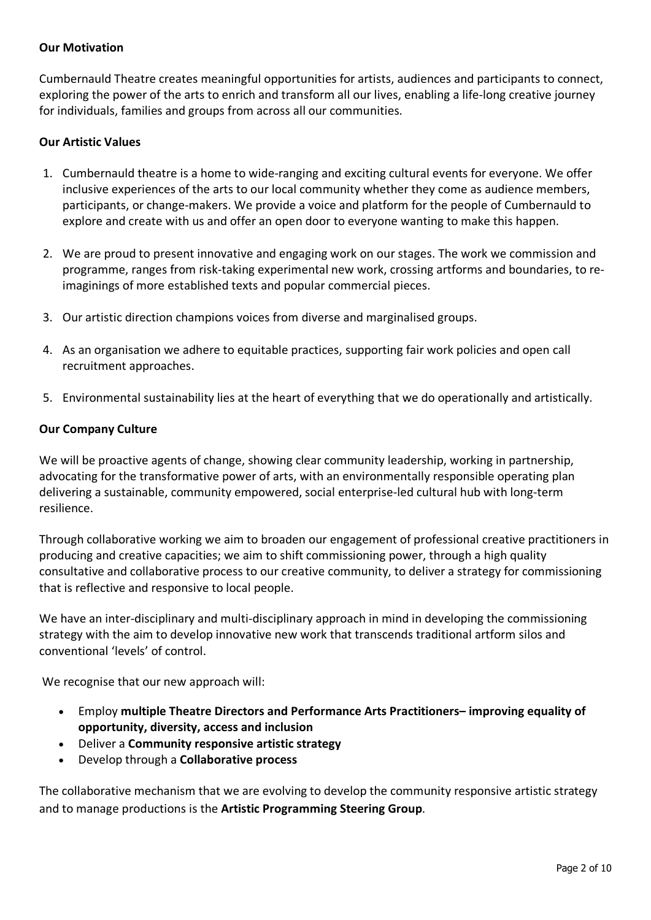**Our Motivation**

Cumbernauld Theatre creates meaningful opportunities for artists, audiences and participants to connect, exploring the power of the arts to enrich and transform all our lives, enabling a life-long creative journey for individuals, families and groups from across all our communities.

**Our Artistic Values**

1. Cumbernauld theatre is a home to wide-ranging and exciting cultural events for everyone. We offer inclusive experiences of the arts to our local community whether they come as audience members, participants, or change-makers. We provide a voice and platform for the people of Cumbernauld to explore and create with us and offer an open door to everyone wanting to make this happen.
2. We are proud to present innovative and engaging work on our stages. The work we commission and programme, ranges from risk-taking experimental new work, crossing artforms and boundaries, to re-imaginings of more established texts and popular commercial pieces.
3. Our artistic direction champions voices from diverse and marginalised groups.
4. As an organisation we adhere to equitable practices, supporting fair work policies and open call recruitment approaches.
5. Environmental sustainability lies at the heart of everything that we do operationally and artistically.

**Our Company Culture**

We will be proactive agents of change, showing clear community leadership, working in partnership, advocating for the transformative power of arts, with an environmentally responsible operating plan delivering a sustainable, community empowered, social enterprise-led cultural hub with long-term resilience.

Through collaborative working we aim to broaden our engagement of professional creative practitioners in producing and creative capacities; we aim to shift commissioning power, through a high quality consultative and collaborative process to our creative community, to deliver a strategy for commissioning that is reflective and responsive to local people.

We have an inter-disciplinary and multi-disciplinary approach in mind in developing the commissioning strategy with the aim to develop innovative new work that transcends traditional artform silos and conventional 'levels' of control.

We recognise that our new approach will:

- Employ **multiple Theatre Directors and Performance Arts Practitioners– improving equality of opportunity, diversity, access and inclusion**
- Deliver a **Community responsive artistic strategy**
- Develop through a **Collaborative process**

The collaborative mechanism that we are evolving to develop the community responsive artistic strategy and to manage productions is the **Artistic Programming Steering Group**.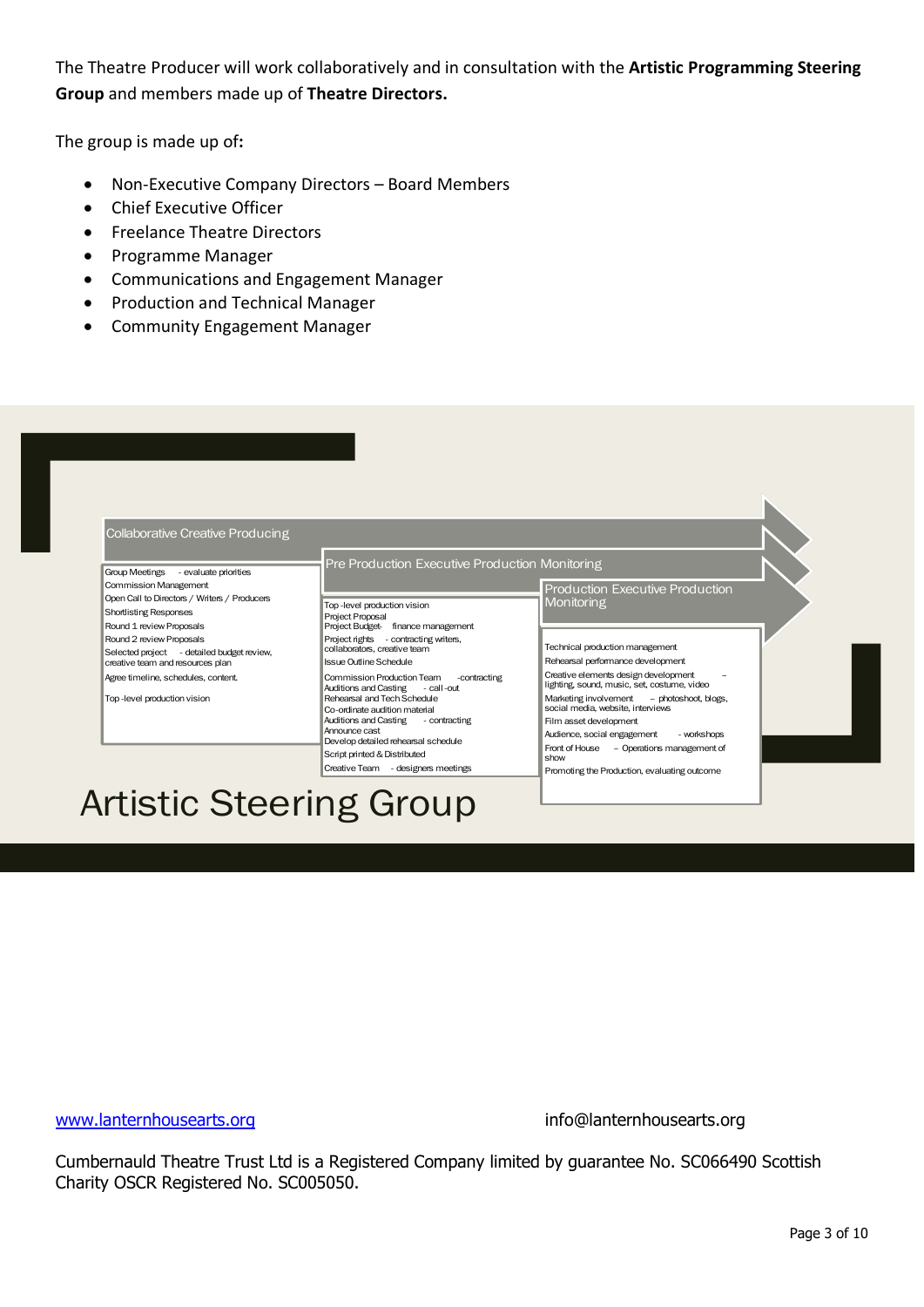The Theatre Producer will work collaboratively and in consultation with the **Artistic Programming Steering Group** and members made up of **Theatre Directors.**

The group is made up of**:**

- Non-Executive Company Directors – Board Members
- Chief Executive Officer
- Freelance Theatre Directors
- Programme Manager
- Communications and Engagement Manager
- Production and Technical Manager
- Community Engagement Manager

## Artistic Steering Group

**Collaborative Creative Producing**

- Group Meetings - evaluate priorities
- Commission Management
- Open Call to Directors / Writers / Producers
- Shortlisting Responses
- Round 1 review Proposals
- Round 2 review Proposals
- Selected project - detailed budget review, creative team and resources plan
- Agree timeline, schedules, content.
- Top -level production vision

**Pre Production Executive Production Monitoring**

- Top -level production vision
- Project Proposal
- Project Budget- finance management
- Project rights - contracting writers, collaborators, creative team
- Issue Outline Schedule
- Commission Production Team -contracting
- Auditions and Casting - call -out
- Rehearsal and Tech Schedule
- Co-ordinate audition material
- Auditions and Casting - contracting
- Announce cast
- Develop detailed rehearsal schedule
- Script printed & Distributed
- Creative Team - designers meetings

**Production Executive Production Monitoring**

- Technical production management
- Rehearsal performance development
- Creative elements design development – lighting, sound, music, set, costume, video
- Marketing involvement – photoshoot, blogs, social media, website, interviews
- Film asset development
- Audience, social engagement - workshops
- Front of House – Operations management of show
- Promoting the Production, evaluating outcome

[www.lanternhousearts.org](http://www.lanternhousearts.org) info@lanternhousearts.org

Cumbernauld Theatre Trust Ltd is a Registered Company limited by guarantee No. SC066490 Scottish Charity OSCR Registered No. SC005050.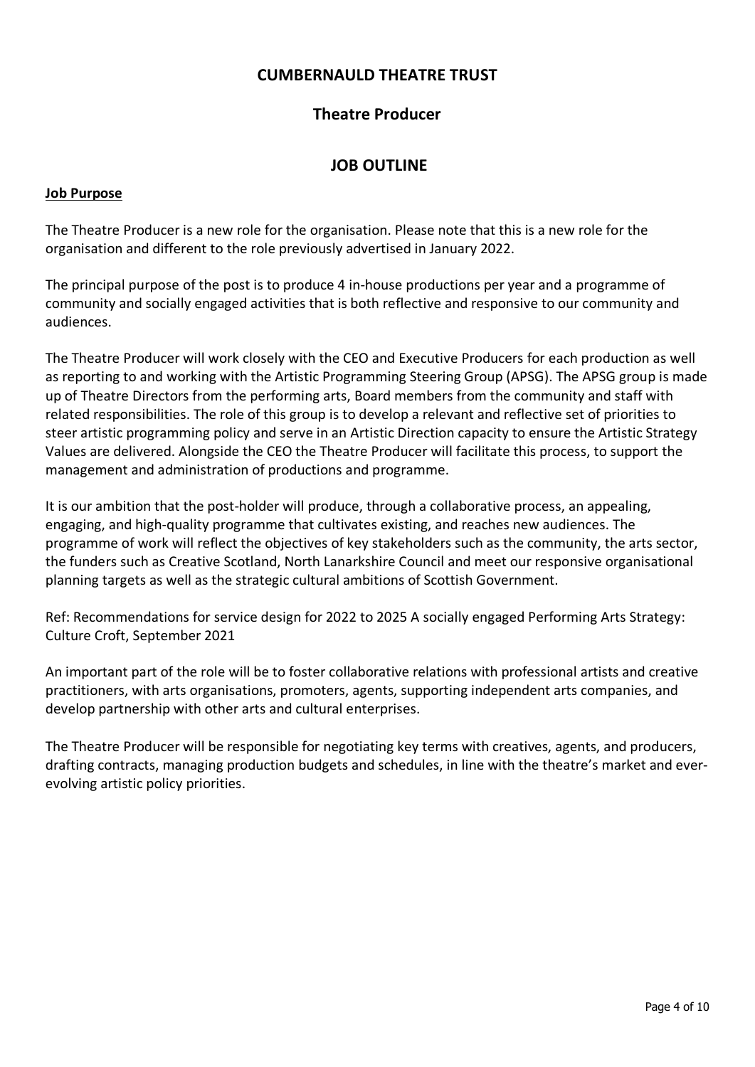# CUMBERNAULD THEATRE TRUST

## Theatre Producer

## JOB OUTLINE

**Job Purpose**

The Theatre Producer is a new role for the organisation. Please note that this is a new role for the organisation and different to the role previously advertised in January 2022.

The principal purpose of the post is to produce 4 in-house productions per year and a programme of community and socially engaged activities that is both reflective and responsive to our community and audiences.

The Theatre Producer will work closely with the CEO and Executive Producers for each production as well as reporting to and working with the Artistic Programming Steering Group (APSG). The APSG group is made up of Theatre Directors from the performing arts, Board members from the community and staff with related responsibilities. The role of this group is to develop a relevant and reflective set of priorities to steer artistic programming policy and serve in an Artistic Direction capacity to ensure the Artistic Strategy Values are delivered. Alongside the CEO the Theatre Producer will facilitate this process, to support the management and administration of productions and programme.

It is our ambition that the post-holder will produce, through a collaborative process, an appealing, engaging, and high-quality programme that cultivates existing, and reaches new audiences. The programme of work will reflect the objectives of key stakeholders such as the community, the arts sector, the funders such as Creative Scotland, North Lanarkshire Council and meet our responsive organisational planning targets as well as the strategic cultural ambitions of Scottish Government.

Ref: Recommendations for service design for 2022 to 2025 A socially engaged Performing Arts Strategy: Culture Croft, September 2021

An important part of the role will be to foster collaborative relations with professional artists and creative practitioners, with arts organisations, promoters, agents, supporting independent arts companies, and develop partnership with other arts and cultural enterprises.

The Theatre Producer will be responsible for negotiating key terms with creatives, agents, and producers, drafting contracts, managing production budgets and schedules, in line with the theatre's market and ever-evolving artistic policy priorities.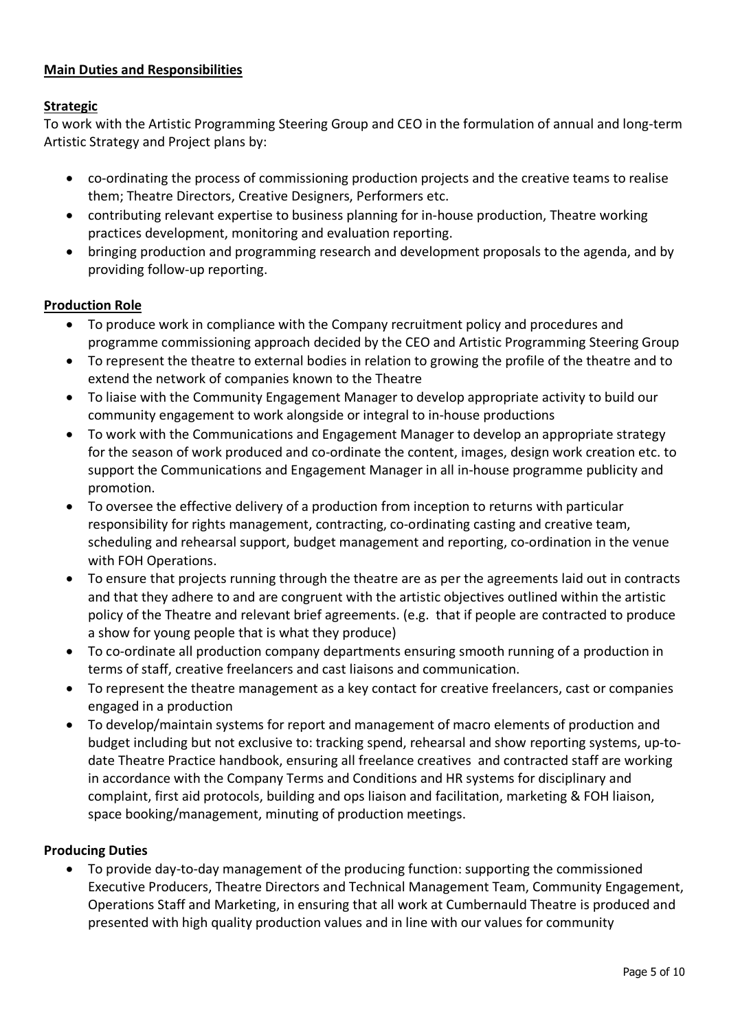## Main Duties and Responsibilities

### Strategic

To work with the Artistic Programming Steering Group and CEO in the formulation of annual and long-term Artistic Strategy and Project plans by:

- co-ordinating the process of commissioning production projects and the creative teams to realise them; Theatre Directors, Creative Designers, Performers etc.
- contributing relevant expertise to business planning for in-house production, Theatre working practices development, monitoring and evaluation reporting.
- bringing production and programming research and development proposals to the agenda, and by providing follow-up reporting.

### Production Role

- To produce work in compliance with the Company recruitment policy and procedures and programme commissioning approach decided by the CEO and Artistic Programming Steering Group
- To represent the theatre to external bodies in relation to growing the profile of the theatre and to extend the network of companies known to the Theatre
- To liaise with the Community Engagement Manager to develop appropriate activity to build our community engagement to work alongside or integral to in-house productions
- To work with the Communications and Engagement Manager to develop an appropriate strategy for the season of work produced and co-ordinate the content, images, design work creation etc. to support the Communications and Engagement Manager in all in-house programme publicity and promotion.
- To oversee the effective delivery of a production from inception to returns with particular responsibility for rights management, contracting, co-ordinating casting and creative team, scheduling and rehearsal support, budget management and reporting, co-ordination in the venue with FOH Operations.
- To ensure that projects running through the theatre are as per the agreements laid out in contracts and that they adhere to and are congruent with the artistic objectives outlined within the artistic policy of the Theatre and relevant brief agreements. (e.g. that if people are contracted to produce a show for young people that is what they produce)
- To co-ordinate all production company departments ensuring smooth running of a production in terms of staff, creative freelancers and cast liaisons and communication.
- To represent the theatre management as a key contact for creative freelancers, cast or companies engaged in a production
- To develop/maintain systems for report and management of macro elements of production and budget including but not exclusive to: tracking spend, rehearsal and show reporting systems, up-to-date Theatre Practice handbook, ensuring all freelance creatives and contracted staff are working in accordance with the Company Terms and Conditions and HR systems for disciplinary and complaint, first aid protocols, building and ops liaison and facilitation, marketing & FOH liaison, space booking/management, minuting of production meetings.

### Producing Duties

- To provide day-to-day management of the producing function: supporting the commissioned Executive Producers, Theatre Directors and Technical Management Team, Community Engagement, Operations Staff and Marketing, in ensuring that all work at Cumbernauld Theatre is produced and presented with high quality production values and in line with our values for community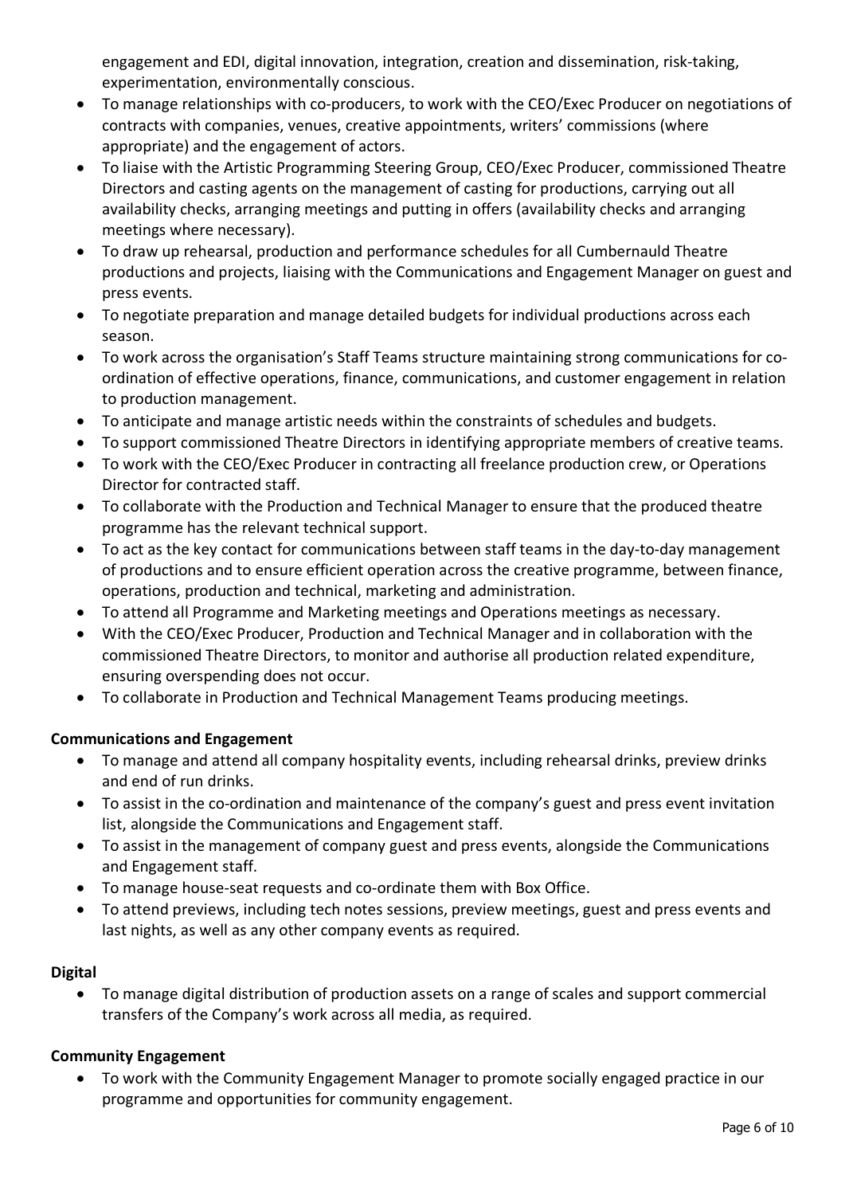engagement and EDI, digital innovation, integration, creation and dissemination, risk-taking, experimentation, environmentally conscious.

- To manage relationships with co-producers, to work with the CEO/Exec Producer on negotiations of contracts with companies, venues, creative appointments, writers' commissions (where appropriate) and the engagement of actors.
- To liaise with the Artistic Programming Steering Group, CEO/Exec Producer, commissioned Theatre Directors and casting agents on the management of casting for productions, carrying out all availability checks, arranging meetings and putting in offers (availability checks and arranging meetings where necessary).
- To draw up rehearsal, production and performance schedules for all Cumbernauld Theatre productions and projects, liaising with the Communications and Engagement Manager on guest and press events.
- To negotiate preparation and manage detailed budgets for individual productions across each season.
- To work across the organisation's Staff Teams structure maintaining strong communications for co-ordination of effective operations, finance, communications, and customer engagement in relation to production management.
- To anticipate and manage artistic needs within the constraints of schedules and budgets.
- To support commissioned Theatre Directors in identifying appropriate members of creative teams.
- To work with the CEO/Exec Producer in contracting all freelance production crew, or Operations Director for contracted staff.
- To collaborate with the Production and Technical Manager to ensure that the produced theatre programme has the relevant technical support.
- To act as the key contact for communications between staff teams in the day-to-day management of productions and to ensure efficient operation across the creative programme, between finance, operations, production and technical, marketing and administration.
- To attend all Programme and Marketing meetings and Operations meetings as necessary.
- With the CEO/Exec Producer, Production and Technical Manager and in collaboration with the commissioned Theatre Directors, to monitor and authorise all production related expenditure, ensuring overspending does not occur.
- To collaborate in Production and Technical Management Teams producing meetings.

**Communications and Engagement**

- To manage and attend all company hospitality events, including rehearsal drinks, preview drinks and end of run drinks.
- To assist in the co-ordination and maintenance of the company's guest and press event invitation list, alongside the Communications and Engagement staff.
- To assist in the management of company guest and press events, alongside the Communications and Engagement staff.
- To manage house-seat requests and co-ordinate them with Box Office.
- To attend previews, including tech notes sessions, preview meetings, guest and press events and last nights, as well as any other company events as required.

**Digital**

- To manage digital distribution of production assets on a range of scales and support commercial transfers of the Company's work across all media, as required.

**Community Engagement**

- To work with the Community Engagement Manager to promote socially engaged practice in our programme and opportunities for community engagement.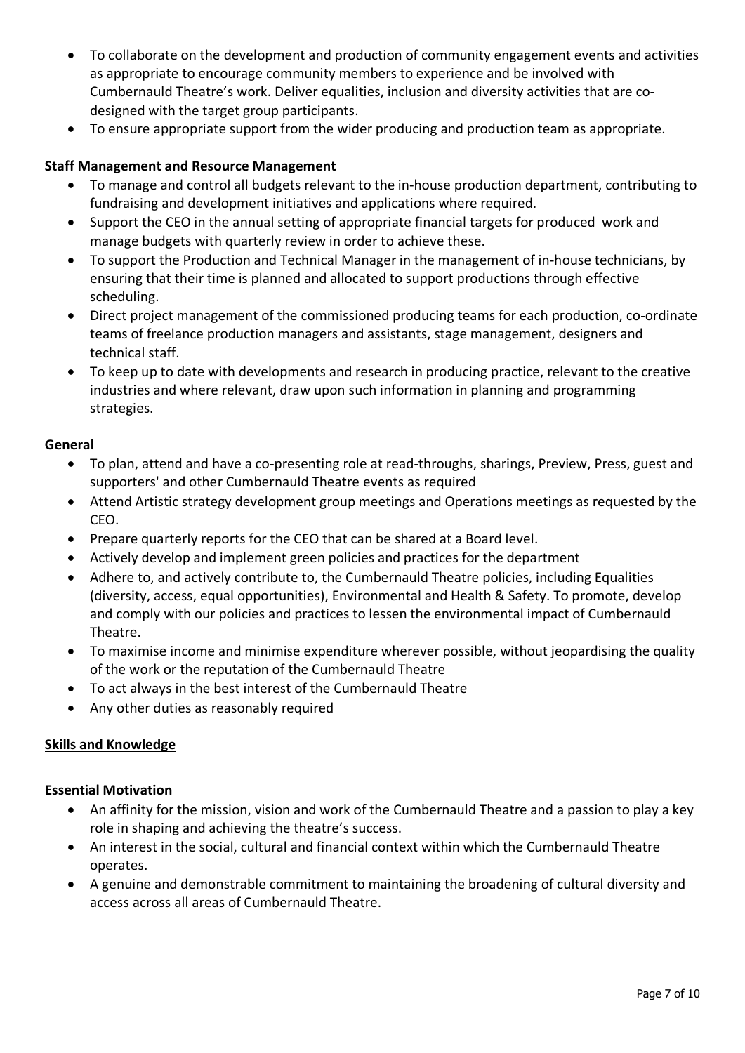- To collaborate on the development and production of community engagement events and activities as appropriate to encourage community members to experience and be involved with Cumbernauld Theatre's work. Deliver equalities, inclusion and diversity activities that are co-designed with the target group participants.
- To ensure appropriate support from the wider producing and production team as appropriate.

**Staff Management and Resource Management**

- To manage and control all budgets relevant to the in-house production department, contributing to fundraising and development initiatives and applications where required.
- Support the CEO in the annual setting of appropriate financial targets for produced work and manage budgets with quarterly review in order to achieve these.
- To support the Production and Technical Manager in the management of in-house technicians, by ensuring that their time is planned and allocated to support productions through effective scheduling.
- Direct project management of the commissioned producing teams for each production, co-ordinate teams of freelance production managers and assistants, stage management, designers and technical staff.
- To keep up to date with developments and research in producing practice, relevant to the creative industries and where relevant, draw upon such information in planning and programming strategies.

**General**

- To plan, attend and have a co-presenting role at read-throughs, sharings, Preview, Press, guest and supporters' and other Cumbernauld Theatre events as required
- Attend Artistic strategy development group meetings and Operations meetings as requested by the CEO.
- Prepare quarterly reports for the CEO that can be shared at a Board level.
- Actively develop and implement green policies and practices for the department
- Adhere to, and actively contribute to, the Cumbernauld Theatre policies, including Equalities (diversity, access, equal opportunities), Environmental and Health & Safety. To promote, develop and comply with our policies and practices to lessen the environmental impact of Cumbernauld Theatre.
- To maximise income and minimise expenditure wherever possible, without jeopardising the quality of the work or the reputation of the Cumbernauld Theatre
- To act always in the best interest of the Cumbernauld Theatre
- Any other duties as reasonably required

**Skills and Knowledge**

**Essential Motivation**

- An affinity for the mission, vision and work of the Cumbernauld Theatre and a passion to play a key role in shaping and achieving the theatre's success.
- An interest in the social, cultural and financial context within which the Cumbernauld Theatre operates.
- A genuine and demonstrable commitment to maintaining the broadening of cultural diversity and access across all areas of Cumbernauld Theatre.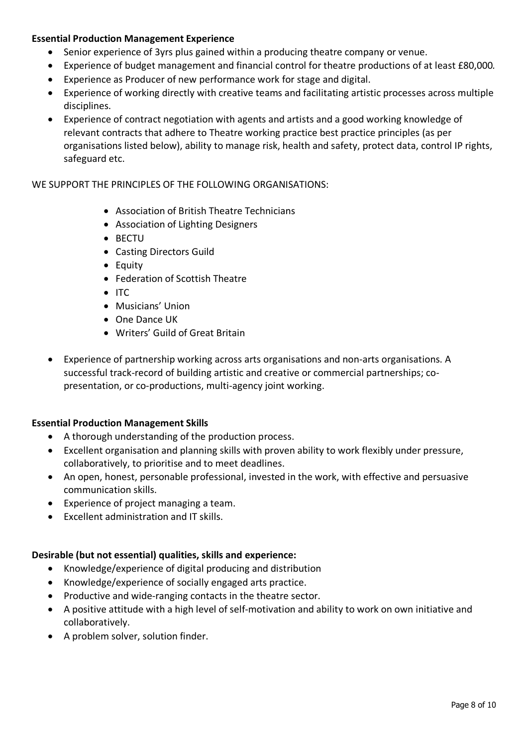**Essential Production Management Experience**

- Senior experience of 3yrs plus gained within a producing theatre company or venue.
- Experience of budget management and financial control for theatre productions of at least £80,000.
- Experience as Producer of new performance work for stage and digital.
- Experience of working directly with creative teams and facilitating artistic processes across multiple disciplines.
- Experience of contract negotiation with agents and artists and a good working knowledge of relevant contracts that adhere to Theatre working practice best practice principles (as per organisations listed below), ability to manage risk, health and safety, protect data, control IP rights, safeguard etc.

WE SUPPORT THE PRINCIPLES OF THE FOLLOWING ORGANISATIONS:

- Association of British Theatre Technicians
- Association of Lighting Designers
- BECTU
- Casting Directors Guild
- Equity
- Federation of Scottish Theatre
- ITC
- Musicians' Union
- One Dance UK
- Writers' Guild of Great Britain

- Experience of partnership working across arts organisations and non-arts organisations. A successful track-record of building artistic and creative or commercial partnerships; co-presentation, or co-productions, multi-agency joint working.

**Essential Production Management Skills**

- A thorough understanding of the production process.
- Excellent organisation and planning skills with proven ability to work flexibly under pressure, collaboratively, to prioritise and to meet deadlines.
- An open, honest, personable professional, invested in the work, with effective and persuasive communication skills.
- Experience of project managing a team.
- Excellent administration and IT skills.

**Desirable (but not essential) qualities, skills and experience:**

- Knowledge/experience of digital producing and distribution
- Knowledge/experience of socially engaged arts practice.
- Productive and wide-ranging contacts in the theatre sector.
- A positive attitude with a high level of self-motivation and ability to work on own initiative and collaboratively.
- A problem solver, solution finder.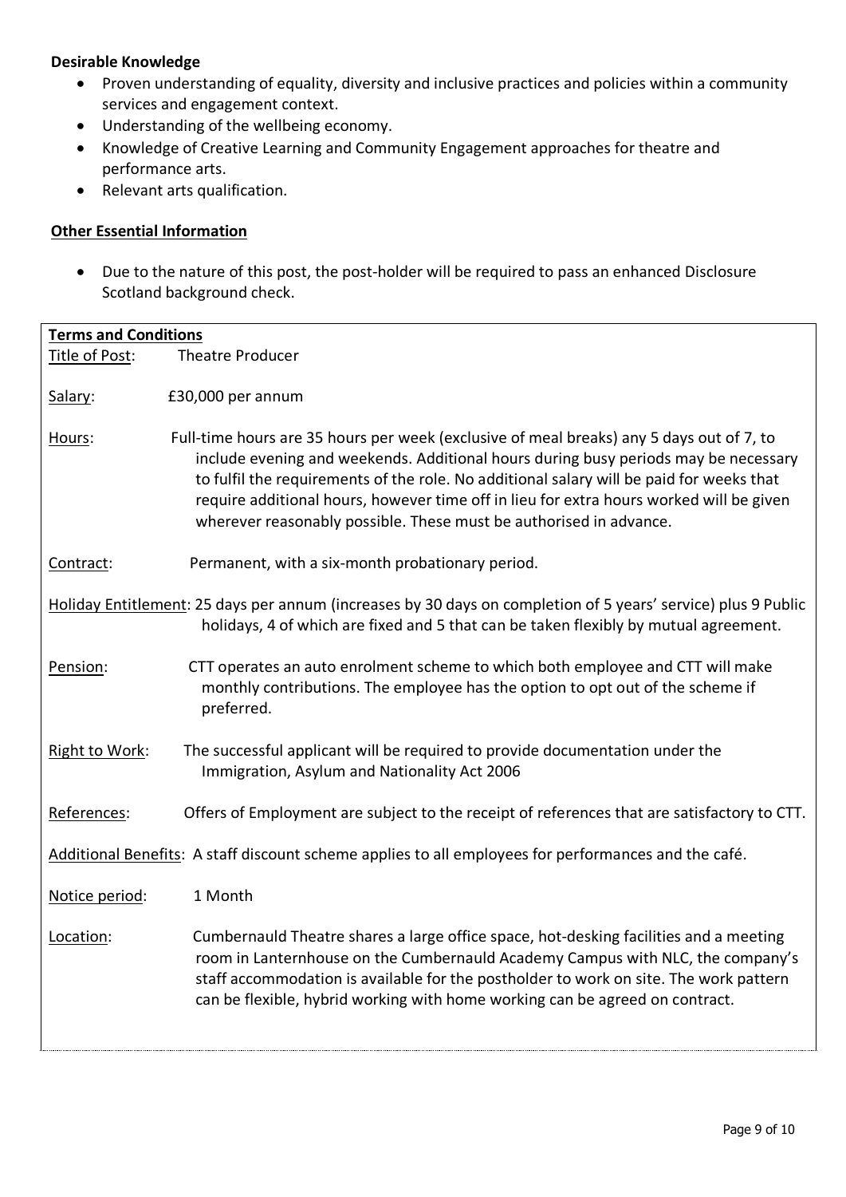**Desirable Knowledge**

- Proven understanding of equality, diversity and inclusive practices and policies within a community services and engagement context.
- Understanding of the wellbeing economy.
- Knowledge of Creative Learning and Community Engagement approaches for theatre and performance arts.
- Relevant arts qualification.

**Other Essential Information**

- Due to the nature of this post, the post-holder will be required to pass an enhanced Disclosure Scotland background check.

**Terms and Conditions**

Title of Post: Theatre Producer

Salary: £30,000 per annum

Hours: Full-time hours are 35 hours per week (exclusive of meal breaks) any 5 days out of 7, to include evening and weekends. Additional hours during busy periods may be necessary to fulfil the requirements of the role. No additional salary will be paid for weeks that require additional hours, however time off in lieu for extra hours worked will be given wherever reasonably possible. These must be authorised in advance.

Contract: Permanent, with a six-month probationary period.

Holiday Entitlement: 25 days per annum (increases by 30 days on completion of 5 years' service) plus 9 Public holidays, 4 of which are fixed and 5 that can be taken flexibly by mutual agreement.

Pension: CTT operates an auto enrolment scheme to which both employee and CTT will make monthly contributions. The employee has the option to opt out of the scheme if preferred.

Right to Work: The successful applicant will be required to provide documentation under the Immigration, Asylum and Nationality Act 2006

References: Offers of Employment are subject to the receipt of references that are satisfactory to CTT.

Additional Benefits: A staff discount scheme applies to all employees for performances and the café.

Notice period: 1 Month

Location: Cumbernauld Theatre shares a large office space, hot-desking facilities and a meeting room in Lanternhouse on the Cumbernauld Academy Campus with NLC, the company's staff accommodation is available for the postholder to work on site. The work pattern can be flexible, hybrid working with home working can be agreed on contract.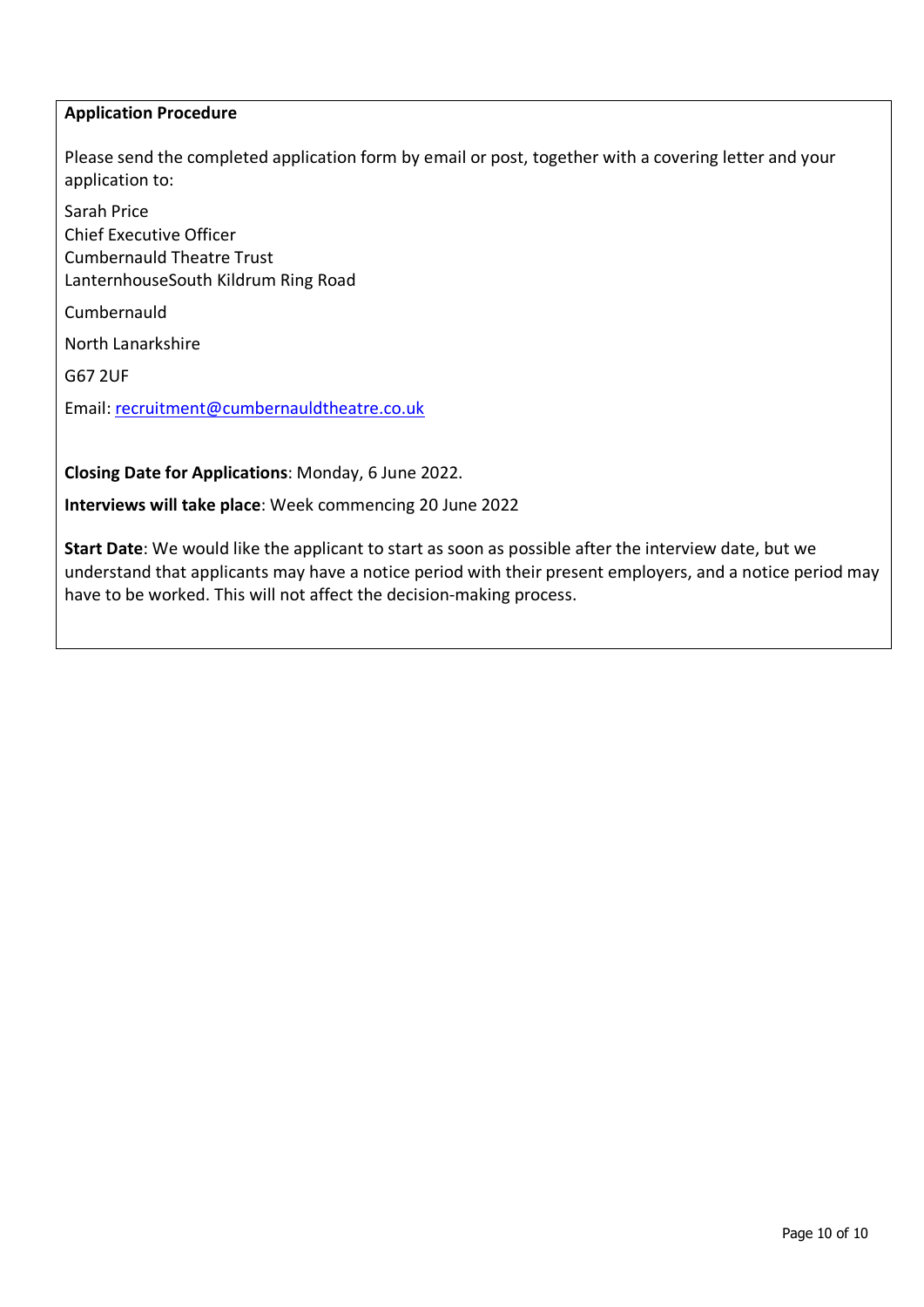**Application Procedure**

Please send the completed application form by email or post, together with a covering letter and your application to:

Sarah Price
Chief Executive Officer
Cumbernauld Theatre Trust
LanternhouseSouth Kildrum Ring Road

Cumbernauld

North Lanarkshire

G67 2UF

Email: recruitment@cumbernauldtheatre.co.uk

**Closing Date for Applications**: Monday, 6 June 2022.

**Interviews will take place**: Week commencing 20 June 2022

**Start Date**: We would like the applicant to start as soon as possible after the interview date, but we understand that applicants may have a notice period with their present employers, and a notice period may have to be worked. This will not affect the decision-making process.